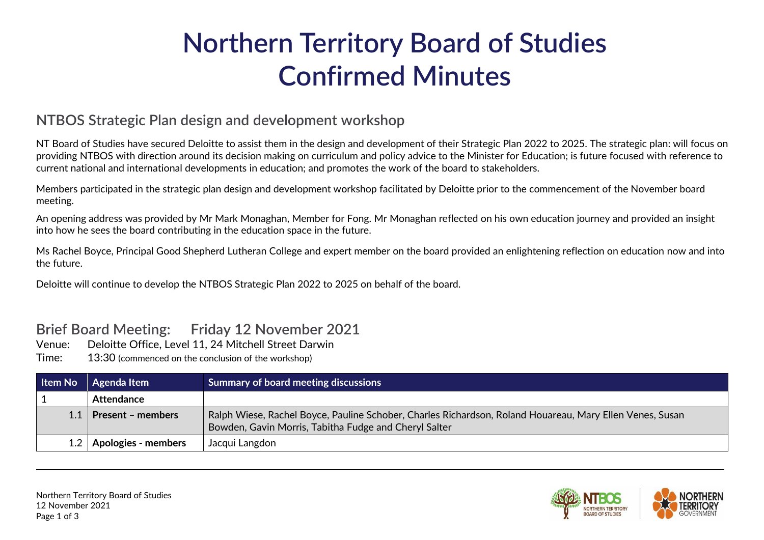# Northern Territory Board of Studies
# Confirmed Minutes

## NTBOS Strategic Plan design and development workshop

NT Board of Studies have secured Deloitte to assist them in the design and development of their Strategic Plan 2022 to 2025. The strategic plan: will focus on providing NTBOS with direction around its decision making on curriculum and policy advice to the Minister for Education; is future focused with reference to current national and international developments in education; and promotes the work of the board to stakeholders.

Members participated in the strategic plan design and development workshop facilitated by Deloitte prior to the commencement of the November board meeting.

An opening address was provided by Mr Mark Monaghan, Member for Fong. Mr Monaghan reflected on his own education journey and provided an insight into how he sees the board contributing in the education space in the future.

Ms Rachel Boyce, Principal Good Shepherd Lutheran College and expert member on the board provided an enlightening reflection on education now and into the future.

Deloitte will continue to develop the NTBOS Strategic Plan 2022 to 2025 on behalf of the board.

## Brief Board Meeting: Friday 12 November 2021

Venue: Deloitte Office, Level 11, 24 Mitchell Street Darwin
Time: 13:30 (commenced on the conclusion of the workshop)

| Item No | Agenda Item | Summary of board meeting discussions |
|---|---|---|
| 1 | **Attendance** | |
| 1.1 | **Present – members** | Ralph Wiese, Rachel Boyce, Pauline Schober, Charles Richardson, Roland Houareau, Mary Ellen Venes, Susan Bowden, Gavin Morris, Tabitha Fudge and Cheryl Salter |
| 1.2 | **Apologies - members** | Jacqui Langdon |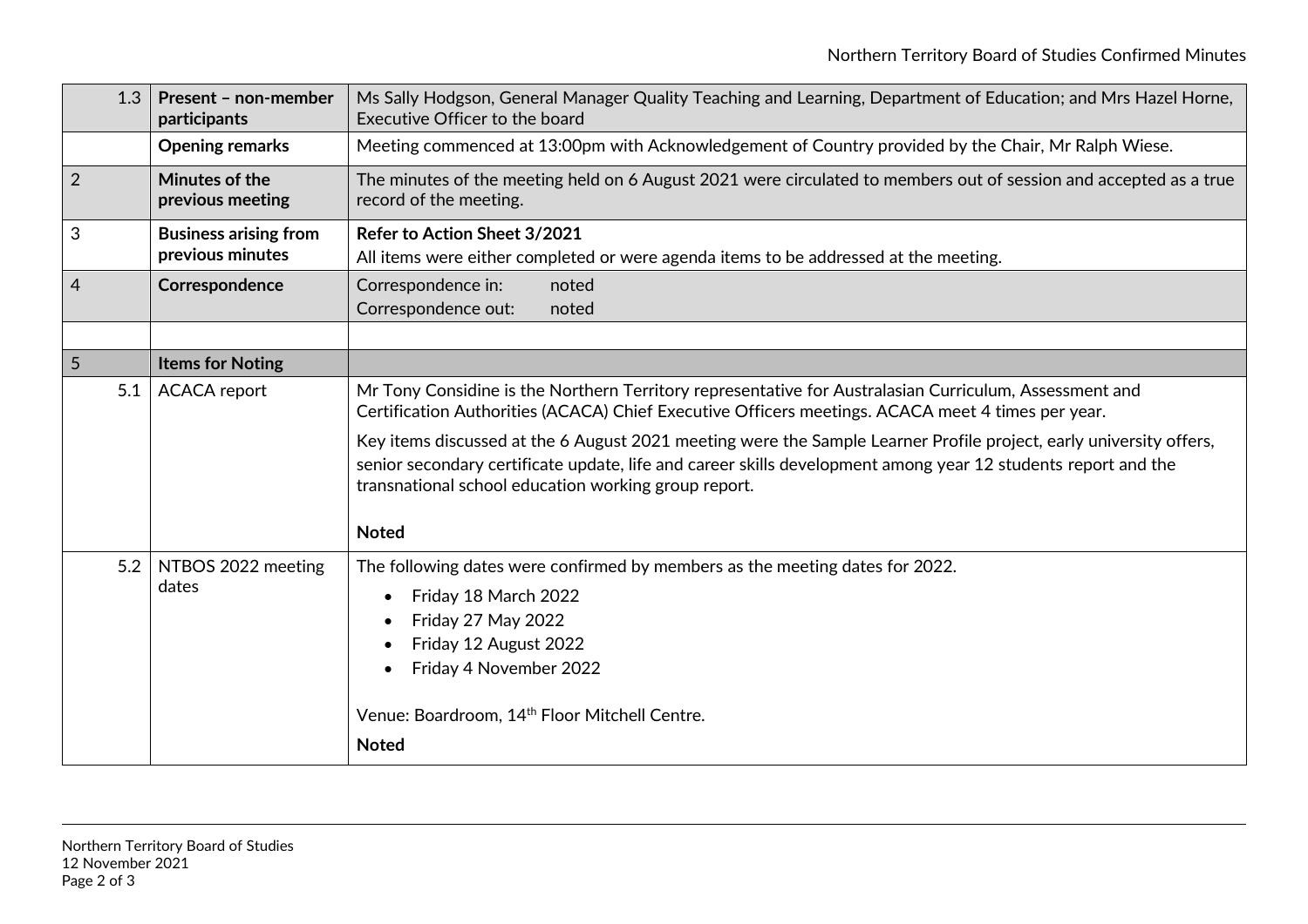| | | |
|---|---|---|
| 1.3 | **Present – non-member participants** | Ms Sally Hodgson, General Manager Quality Teaching and Learning, Department of Education; and Mrs Hazel Horne, Executive Officer to the board |
| | **Opening remarks** | Meeting commenced at 13:00pm with Acknowledgement of Country provided by the Chair, Mr Ralph Wiese. |
| 2 | **Minutes of the previous meeting** | The minutes of the meeting held on 6 August 2021 were circulated to members out of session and accepted as a true record of the meeting. |
| 3 | **Business arising from previous minutes** | **Refer to Action Sheet 3/2021**<br>All items were either completed or were agenda items to be addressed at the meeting. |
| 4 | **Correspondence** | Correspondence in: noted<br>Correspondence out: noted |
| | | |
| 5 | **Items for Noting** | |
| 5.1 | ACACA report | Mr Tony Considine is the Northern Territory representative for Australasian Curriculum, Assessment and Certification Authorities (ACACA) Chief Executive Officers meetings. ACACA meet 4 times per year.<br>Key items discussed at the 6 August 2021 meeting were the Sample Learner Profile project, early university offers, senior secondary certificate update, life and career skills development among year 12 students report and the transnational school education working group report.<br>**Noted** |
| 5.2 | NTBOS 2022 meeting dates | The following dates were confirmed by members as the meeting dates for 2022.<br>• Friday 18 March 2022<br>• Friday 27 May 2022<br>• Friday 12 August 2022<br>• Friday 4 November 2022<br>Venue: Boardroom, 14th Floor Mitchell Centre.<br>**Noted** |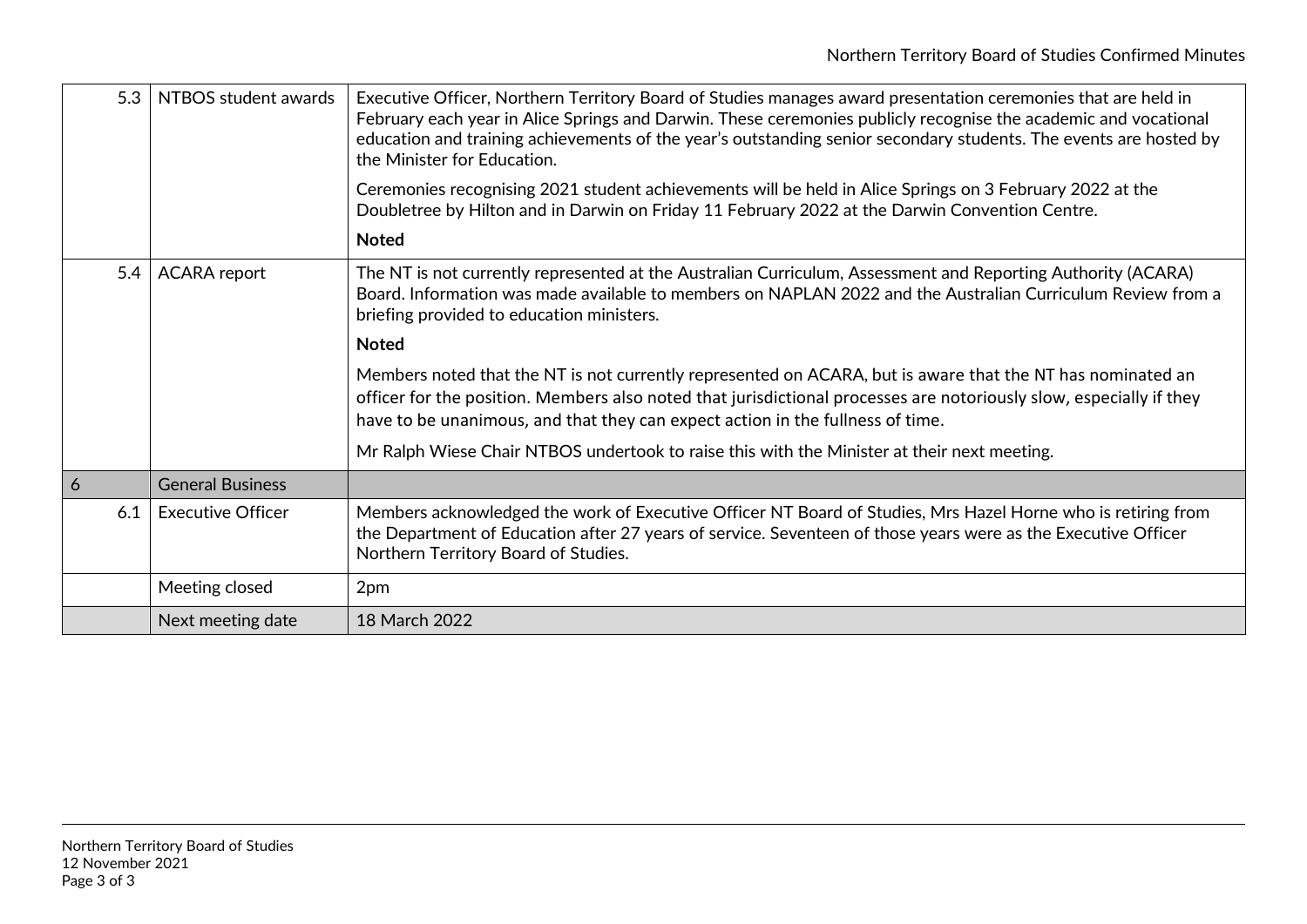| | | |
|---|---|---|
| 5.3 | NTBOS student awards | Executive Officer, Northern Territory Board of Studies manages award presentation ceremonies that are held in February each year in Alice Springs and Darwin. These ceremonies publicly recognise the academic and vocational education and training achievements of the year's outstanding senior secondary students. The events are hosted by the Minister for Education.<br><br>Ceremonies recognising 2021 student achievements will be held in Alice Springs on 3 February 2022 at the Doubletree by Hilton and in Darwin on Friday 11 February 2022 at the Darwin Convention Centre.<br><br>**Noted** |
| 5.4 | ACARA report | The NT is not currently represented at the Australian Curriculum, Assessment and Reporting Authority (ACARA) Board. Information was made available to members on NAPLAN 2022 and the Australian Curriculum Review from a briefing provided to education ministers.<br><br>**Noted**<br><br>Members noted that the NT is not currently represented on ACARA, but is aware that the NT has nominated an officer for the position. Members also noted that jurisdictional processes are notoriously slow, especially if they have to be unanimous, and that they can expect action in the fullness of time.<br><br>Mr Ralph Wiese Chair NTBOS undertook to raise this with the Minister at their next meeting. |
| 6 | General Business | |
| 6.1 | Executive Officer | Members acknowledged the work of Executive Officer NT Board of Studies, Mrs Hazel Horne who is retiring from the Department of Education after 27 years of service. Seventeen of those years were as the Executive Officer Northern Territory Board of Studies. |
| | Meeting closed | 2pm |
| | Next meeting date | 18 March 2022 |